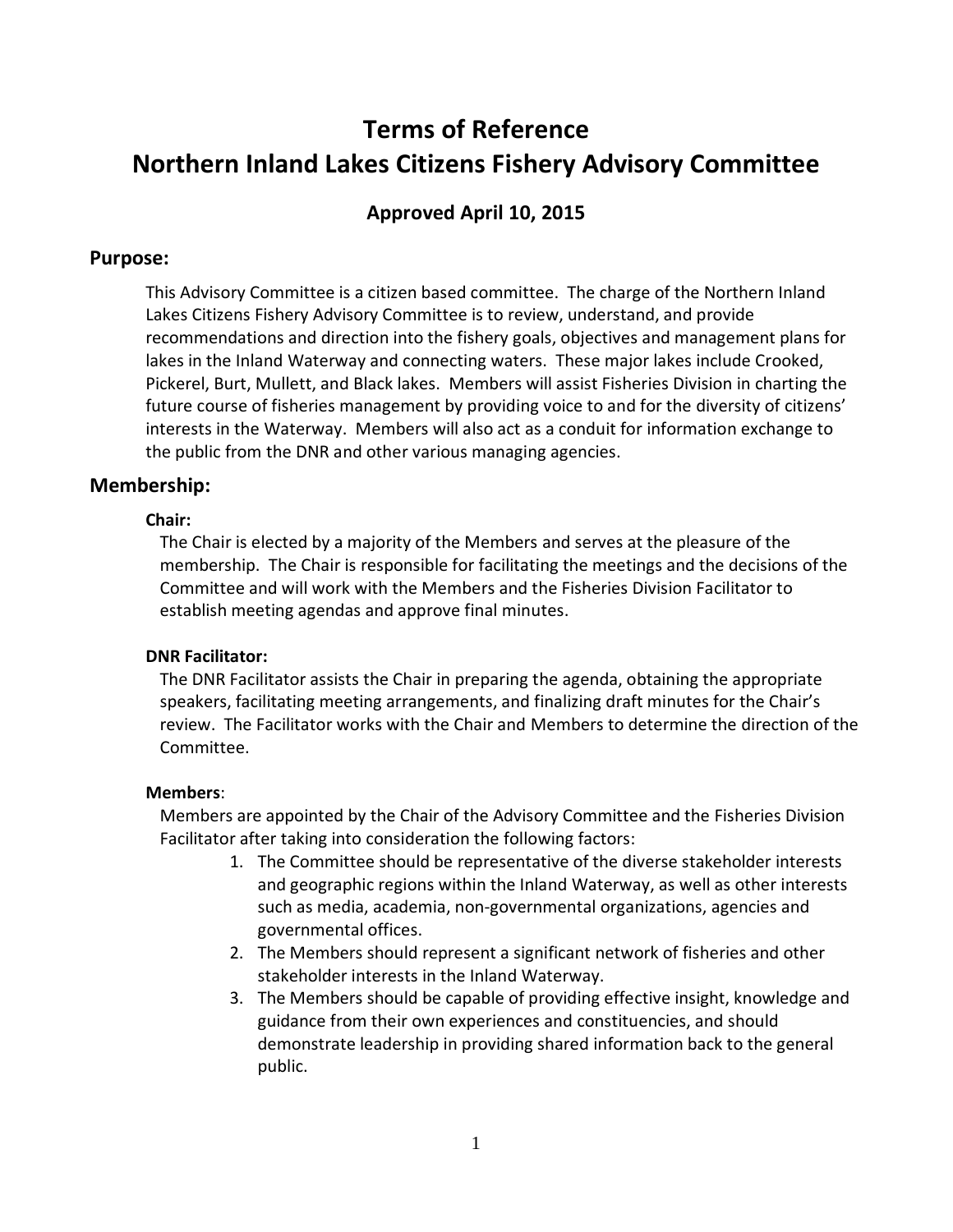# Terms of Reference
# Northern Inland Lakes Citizens Fishery Advisory Committee

### Approved April 10, 2015

## Purpose:

This Advisory Committee is a citizen based committee. The charge of the Northern Inland Lakes Citizens Fishery Advisory Committee is to review, understand, and provide recommendations and direction into the fishery goals, objectives and management plans for lakes in the Inland Waterway and connecting waters. These major lakes include Crooked, Pickerel, Burt, Mullett, and Black lakes. Members will assist Fisheries Division in charting the future course of fisheries management by providing voice to and for the diversity of citizens' interests in the Waterway. Members will also act as a conduit for information exchange to the public from the DNR and other various managing agencies.

## Membership:

**Chair:**

The Chair is elected by a majority of the Members and serves at the pleasure of the membership. The Chair is responsible for facilitating the meetings and the decisions of the Committee and will work with the Members and the Fisheries Division Facilitator to establish meeting agendas and approve final minutes.

**DNR Facilitator:**

The DNR Facilitator assists the Chair in preparing the agenda, obtaining the appropriate speakers, facilitating meeting arrangements, and finalizing draft minutes for the Chair's review. The Facilitator works with the Chair and Members to determine the direction of the Committee.

**Members**:

Members are appointed by the Chair of the Advisory Committee and the Fisheries Division Facilitator after taking into consideration the following factors:

1. The Committee should be representative of the diverse stakeholder interests and geographic regions within the Inland Waterway, as well as other interests such as media, academia, non-governmental organizations, agencies and governmental offices.
2. The Members should represent a significant network of fisheries and other stakeholder interests in the Inland Waterway.
3. The Members should be capable of providing effective insight, knowledge and guidance from their own experiences and constituencies, and should demonstrate leadership in providing shared information back to the general public.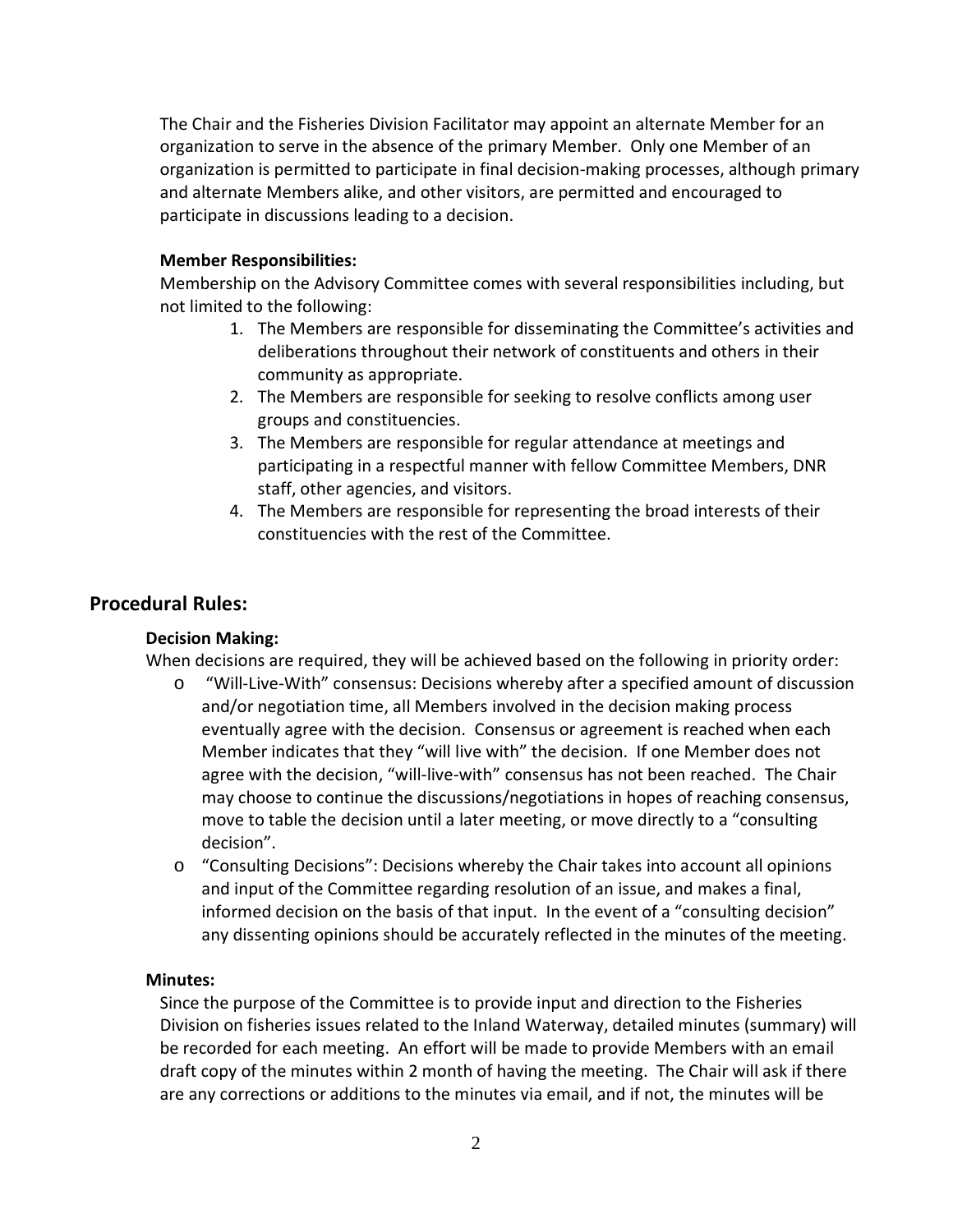The Chair and the Fisheries Division Facilitator may appoint an alternate Member for an organization to serve in the absence of the primary Member. Only one Member of an organization is permitted to participate in final decision-making processes, although primary and alternate Members alike, and other visitors, are permitted and encouraged to participate in discussions leading to a decision.

### Member Responsibilities:

Membership on the Advisory Committee comes with several responsibilities including, but not limited to the following:

1. The Members are responsible for disseminating the Committee's activities and deliberations throughout their network of constituents and others in their community as appropriate.
2. The Members are responsible for seeking to resolve conflicts among user groups and constituencies.
3. The Members are responsible for regular attendance at meetings and participating in a respectful manner with fellow Committee Members, DNR staff, other agencies, and visitors.
4. The Members are responsible for representing the broad interests of their constituencies with the rest of the Committee.

## Procedural Rules:

### Decision Making:

When decisions are required, they will be achieved based on the following in priority order:

- "Will-Live-With" consensus: Decisions whereby after a specified amount of discussion and/or negotiation time, all Members involved in the decision making process eventually agree with the decision. Consensus or agreement is reached when each Member indicates that they "will live with" the decision. If one Member does not agree with the decision, "will-live-with" consensus has not been reached. The Chair may choose to continue the discussions/negotiations in hopes of reaching consensus, move to table the decision until a later meeting, or move directly to a "consulting decision".
- "Consulting Decisions": Decisions whereby the Chair takes into account all opinions and input of the Committee regarding resolution of an issue, and makes a final, informed decision on the basis of that input. In the event of a "consulting decision" any dissenting opinions should be accurately reflected in the minutes of the meeting.

### Minutes:

Since the purpose of the Committee is to provide input and direction to the Fisheries Division on fisheries issues related to the Inland Waterway, detailed minutes (summary) will be recorded for each meeting. An effort will be made to provide Members with an email draft copy of the minutes within 2 month of having the meeting. The Chair will ask if there are any corrections or additions to the minutes via email, and if not, the minutes will be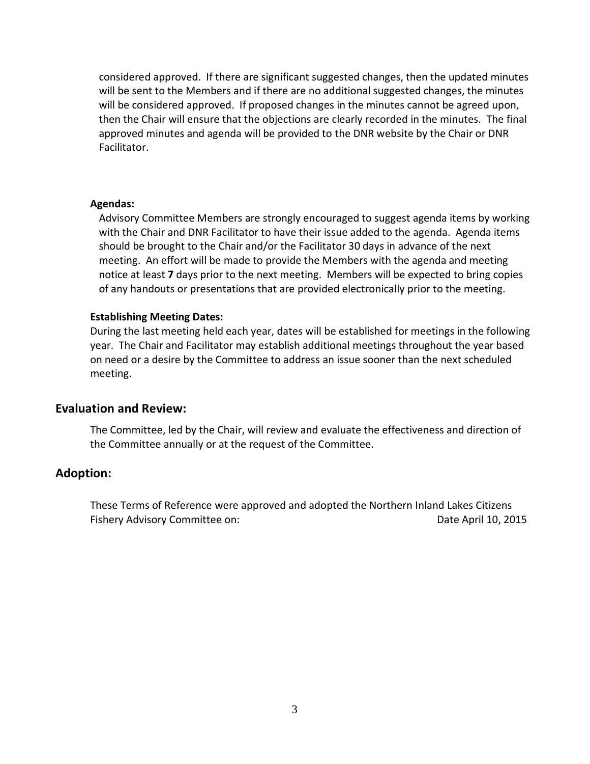considered approved. If there are significant suggested changes, then the updated minutes will be sent to the Members and if there are no additional suggested changes, the minutes will be considered approved. If proposed changes in the minutes cannot be agreed upon, then the Chair will ensure that the objections are clearly recorded in the minutes. The final approved minutes and agenda will be provided to the DNR website by the Chair or DNR Facilitator.

### Agendas:

Advisory Committee Members are strongly encouraged to suggest agenda items by working with the Chair and DNR Facilitator to have their issue added to the agenda. Agenda items should be brought to the Chair and/or the Facilitator 30 days in advance of the next meeting. An effort will be made to provide the Members with the agenda and meeting notice at least **7** days prior to the next meeting. Members will be expected to bring copies of any handouts or presentations that are provided electronically prior to the meeting.

### Establishing Meeting Dates:

During the last meeting held each year, dates will be established for meetings in the following year. The Chair and Facilitator may establish additional meetings throughout the year based on need or a desire by the Committee to address an issue sooner than the next scheduled meeting.

## Evaluation and Review:

The Committee, led by the Chair, will review and evaluate the effectiveness and direction of the Committee annually or at the request of the Committee.

## Adoption:

These Terms of Reference were approved and adopted the Northern Inland Lakes Citizens Fishery Advisory Committee on: Date April 10, 2015